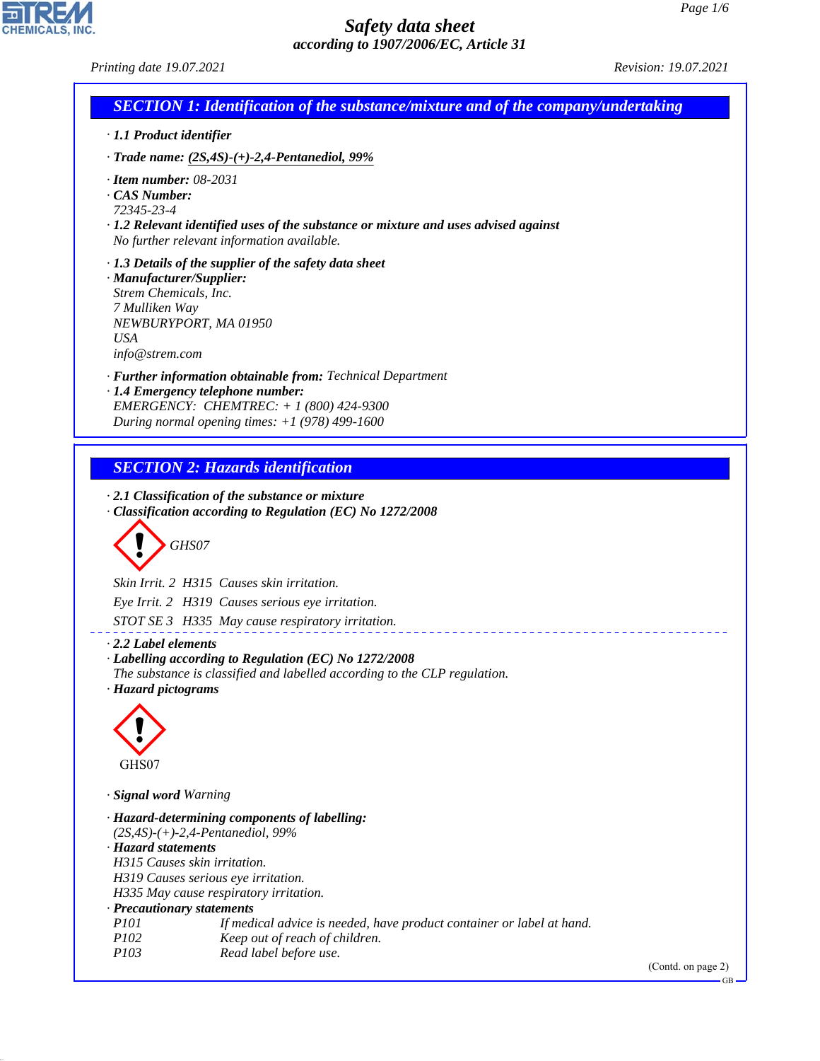# Safety data sheet
*according to 1907/2006/EC, Article 31*

*Printing date 19.07.2021* *Revision: 19.07.2021*

## SECTION 1: Identification of the substance/mixture and of the company/undertaking

· **1.1 Product identifier**

· **Trade name: (2S,4S)-(+)-2,4-Pentanediol, 99%**

· **Item number:** 08-2031
· **CAS Number:**
72345-23-4
· **1.2 Relevant identified uses of the substance or mixture and uses advised against**
No further relevant information available.

· **1.3 Details of the supplier of the safety data sheet**
· **Manufacturer/Supplier:**
Strem Chemicals, Inc.
7 Mulliken Way
NEWBURYPORT, MA 01950
USA
info@strem.com

· **Further information obtainable from:** Technical Department
· **1.4 Emergency telephone number:**
EMERGENCY: CHEMTREC: + 1 (800) 424-9300
During normal opening times: +1 (978) 499-1600

## SECTION 2: Hazards identification

· **2.1 Classification of the substance or mixture**
· **Classification according to Regulation (EC) No 1272/2008**

GHS07

Skin Irrit. 2 H315 Causes skin irritation.

Eye Irrit. 2 H319 Causes serious eye irritation.

STOT SE 3 H335 May cause respiratory irritation.

· **2.2 Label elements**
· **Labelling according to Regulation (EC) No 1272/2008**
The substance is classified and labelled according to the CLP regulation.
· **Hazard pictograms**

GHS07

· **Signal word** Warning

· **Hazard-determining components of labelling:**
(2S,4S)-(+)-2,4-Pentanediol, 99%
· **Hazard statements**
H315 Causes skin irritation.
H319 Causes serious eye irritation.
H335 May cause respiratory irritation.
· **Precautionary statements**

| | |
|---|---|
| P101 | If medical advice is needed, have product container or label at hand. |
| P102 | Keep out of reach of children. |
| P103 | Read label before use. |

(Contd. on page 2)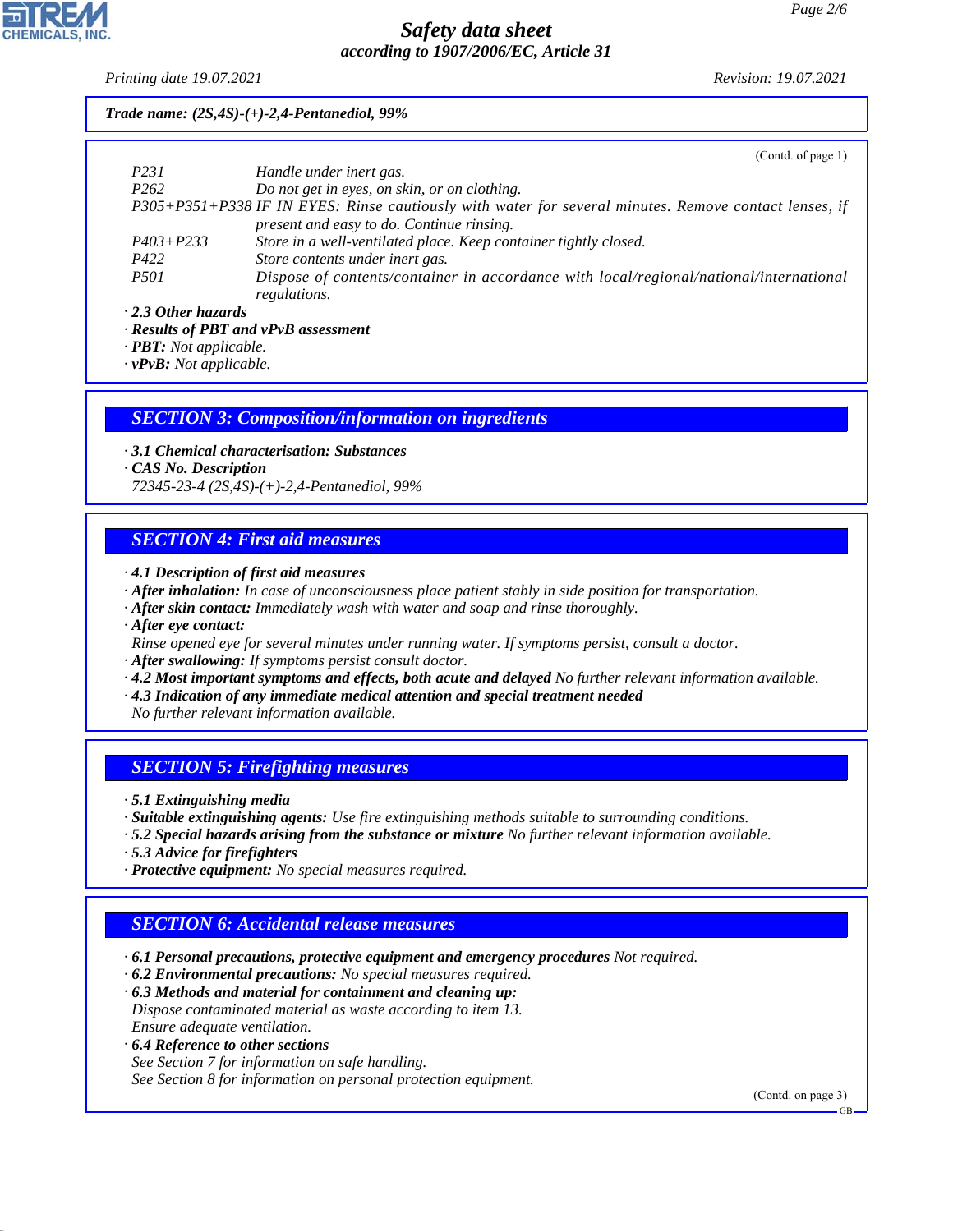*Trade name: (2S,4S)-(+)-2,4-Pentanediol, 99%*

(Contd. of page 1)

| | |
|---|---|
| P231 | Handle under inert gas. |
| P262 | Do not get in eyes, on skin, or on clothing. |
| P305+P351+P338 | IF IN EYES: Rinse cautiously with water for several minutes. Remove contact lenses, if present and easy to do. Continue rinsing. |
| P403+P233 | Store in a well-ventilated place. Keep container tightly closed. |
| P422 | Store contents under inert gas. |
| P501 | Dispose of contents/container in accordance with local/regional/national/international regulations. |

· **2.3 Other hazards**
· **Results of PBT and vPvB assessment**
· **PBT:** Not applicable.
· **vPvB:** Not applicable.

## SECTION 3: Composition/information on ingredients

· **3.1 Chemical characterisation: Substances**
· **CAS No. Description**
72345-23-4 (2S,4S)-(+)-2,4-Pentanediol, 99%

## SECTION 4: First aid measures

· **4.1 Description of first aid measures**
· **After inhalation:** In case of unconsciousness place patient stably in side position for transportation.
· **After skin contact:** Immediately wash with water and soap and rinse thoroughly.
· **After eye contact:**
Rinse opened eye for several minutes under running water. If symptoms persist, consult a doctor.
· **After swallowing:** If symptoms persist consult doctor.
· **4.2 Most important symptoms and effects, both acute and delayed** No further relevant information available.
· **4.3 Indication of any immediate medical attention and special treatment needed**
No further relevant information available.

## SECTION 5: Firefighting measures

· **5.1 Extinguishing media**
· **Suitable extinguishing agents:** Use fire extinguishing methods suitable to surrounding conditions.
· **5.2 Special hazards arising from the substance or mixture** No further relevant information available.
· **5.3 Advice for firefighters**
· **Protective equipment:** No special measures required.

## SECTION 6: Accidental release measures

· **6.1 Personal precautions, protective equipment and emergency procedures** Not required.
· **6.2 Environmental precautions:** No special measures required.
· **6.3 Methods and material for containment and cleaning up:**
Dispose contaminated material as waste according to item 13.
Ensure adequate ventilation.
· **6.4 Reference to other sections**
See Section 7 for information on safe handling.
See Section 8 for information on personal protection equipment.

(Contd. on page 3)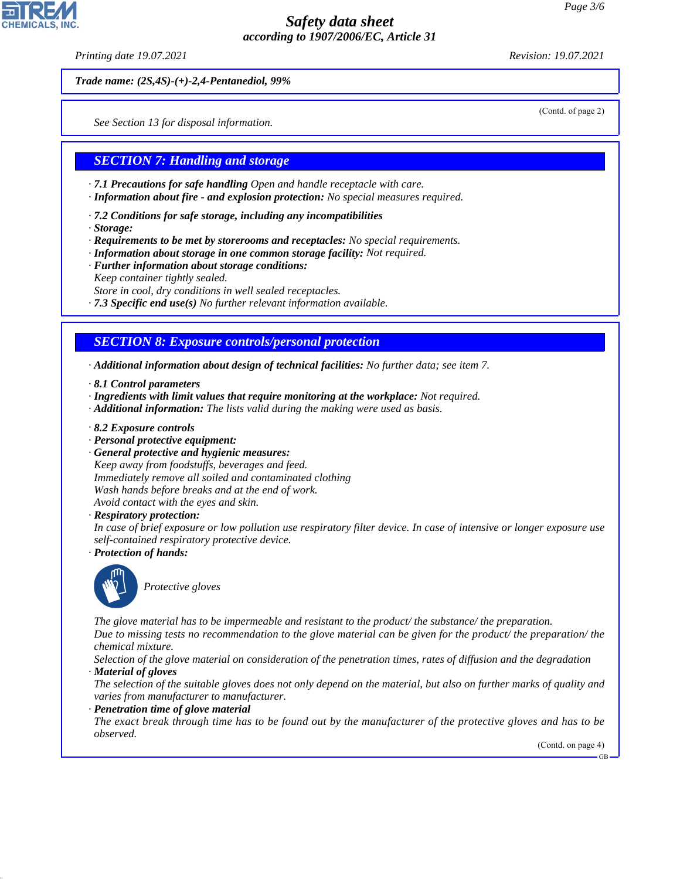Trade name: (2S,4S)-(+)-2,4-Pentanediol, 99%

(Contd. of page 2)

See Section 13 for disposal information.

## SECTION 7: Handling and storage

· **7.1 Precautions for safe handling** Open and handle receptacle with care.
· **Information about fire - and explosion protection:** No special measures required.

· **7.2 Conditions for safe storage, including any incompatibilities**
· **Storage:**
· **Requirements to be met by storerooms and receptacles:** No special requirements.
· **Information about storage in one common storage facility:** Not required.
· **Further information about storage conditions:**
Keep container tightly sealed.
Store in cool, dry conditions in well sealed receptacles.
· **7.3 Specific end use(s)** No further relevant information available.

## SECTION 8: Exposure controls/personal protection

· **Additional information about design of technical facilities:** No further data; see item 7.

· **8.1 Control parameters**
· **Ingredients with limit values that require monitoring at the workplace:** Not required.
· **Additional information:** The lists valid during the making were used as basis.

· **8.2 Exposure controls**
· **Personal protective equipment:**
· **General protective and hygienic measures:**
Keep away from foodstuffs, beverages and feed.
Immediately remove all soiled and contaminated clothing
Wash hands before breaks and at the end of work.
Avoid contact with the eyes and skin.
· **Respiratory protection:**
In case of brief exposure or low pollution use respiratory filter device. In case of intensive or longer exposure use self-contained respiratory protective device.
· **Protection of hands:**

Protective gloves

The glove material has to be impermeable and resistant to the product/ the substance/ the preparation.
Due to missing tests no recommendation to the glove material can be given for the product/ the preparation/ the chemical mixture.
Selection of the glove material on consideration of the penetration times, rates of diffusion and the degradation
· **Material of gloves**
The selection of the suitable gloves does not only depend on the material, but also on further marks of quality and varies from manufacturer to manufacturer.
· **Penetration time of glove material**
The exact break through time has to be found out by the manufacturer of the protective gloves and has to be observed.

(Contd. on page 4)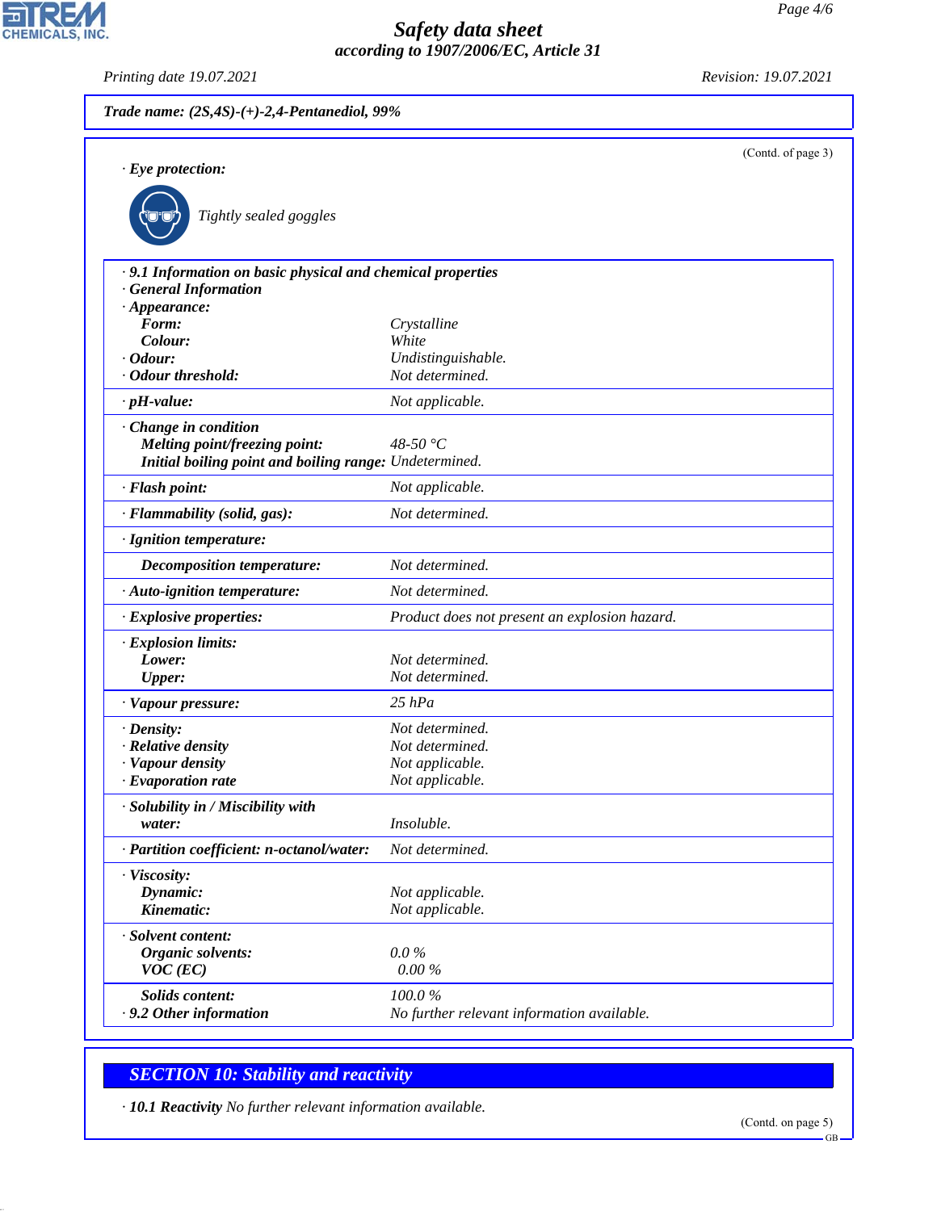**Trade name: (2S,4S)-(+)-2,4-Pentanediol, 99%**

(Contd. of page 3)

· **Eye protection:**

Tightly sealed goggles

| | |
|---|---|
| · **9.1 Information on basic physical and chemical properties** | |
| · **General Information** | |
| · **Appearance:** | |
| **Form:** | Crystalline |
| **Colour:** | White |
| · **Odour:** | Undistinguishable. |
| · **Odour threshold:** | Not determined. |
| · **pH-value:** | Not applicable. |
| · **Change in condition** | |
| **Melting point/freezing point:** | 48-50 °C |
| **Initial boiling point and boiling range:** | Undetermined. |
| · **Flash point:** | Not applicable. |
| · **Flammability (solid, gas):** | Not determined. |
| · **Ignition temperature:** | |
| **Decomposition temperature:** | Not determined. |
| · **Auto-ignition temperature:** | Not determined. |
| · **Explosive properties:** | Product does not present an explosion hazard. |
| · **Explosion limits:** | |
| **Lower:** | Not determined. |
| **Upper:** | Not determined. |
| · **Vapour pressure:** | 25 hPa |
| · **Density:** | Not determined. |
| · **Relative density** | Not determined. |
| · **Vapour density** | Not applicable. |
| · **Evaporation rate** | Not applicable. |
| · **Solubility in / Miscibility with** | |
| **water:** | Insoluble. |
| · **Partition coefficient: n-octanol/water:** | Not determined. |
| · **Viscosity:** | |
| **Dynamic:** | Not applicable. |
| **Kinematic:** | Not applicable. |
| · **Solvent content:** | |
| **Organic solvents:** | 0.0 % |
| **VOC (EC)** | 0.00 % |
| **Solids content:** | 100.0 % |
| · **9.2 Other information** | No further relevant information available. |

## SECTION 10: Stability and reactivity

· **10.1 Reactivity** No further relevant information available.

(Contd. on page 5)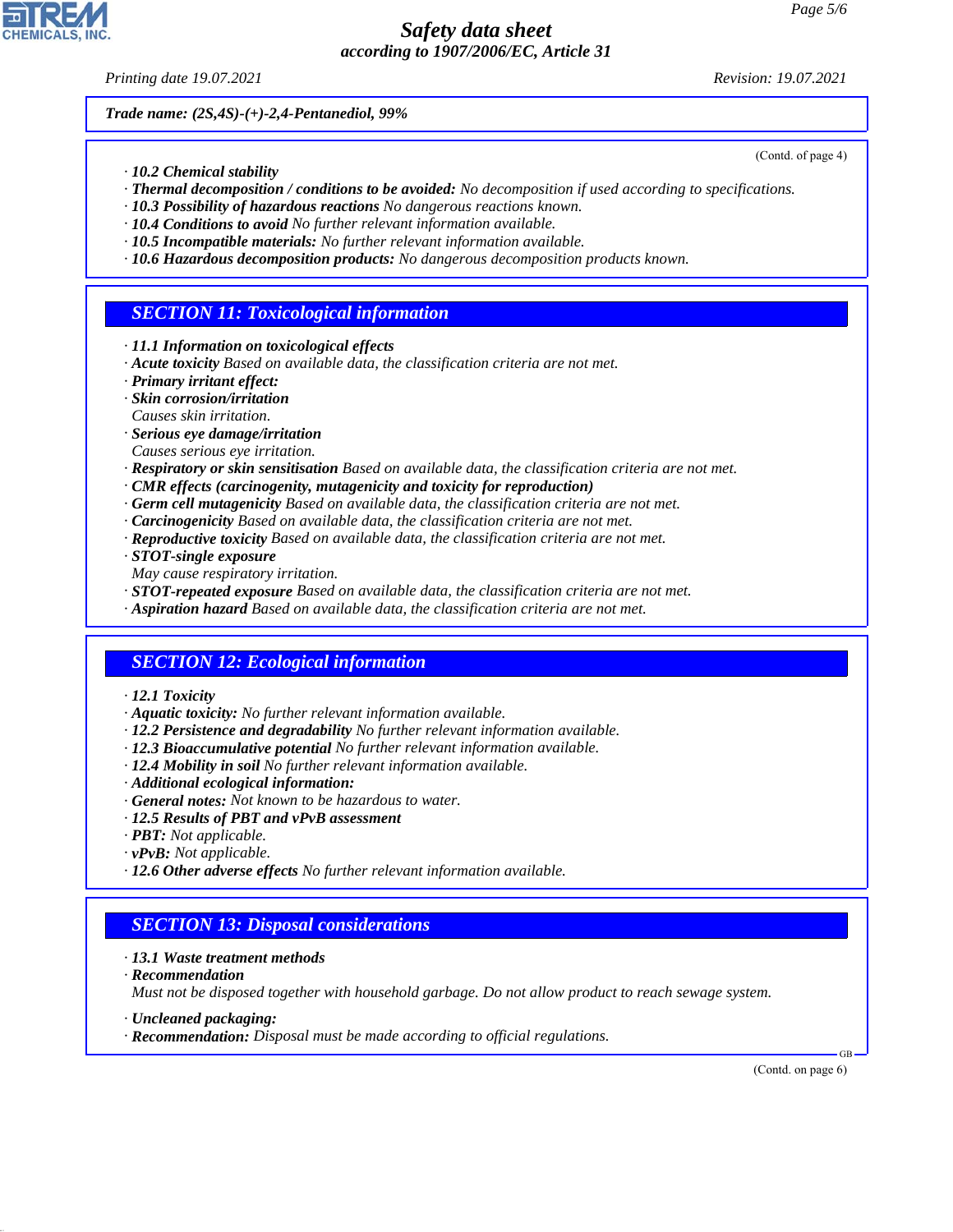**Trade name: (2S,4S)-(+)-2,4-Pentanediol, 99%**

(Contd. of page 4)

· **10.2 Chemical stability**
· **Thermal decomposition / conditions to be avoided:** No decomposition if used according to specifications.
· **10.3 Possibility of hazardous reactions** No dangerous reactions known.
· **10.4 Conditions to avoid** No further relevant information available.
· **10.5 Incompatible materials:** No further relevant information available.
· **10.6 Hazardous decomposition products:** No dangerous decomposition products known.

## SECTION 11: Toxicological information

· **11.1 Information on toxicological effects**
· **Acute toxicity** Based on available data, the classification criteria are not met.
· **Primary irritant effect:**
· **Skin corrosion/irritation**
Causes skin irritation.
· **Serious eye damage/irritation**
Causes serious eye irritation.
· **Respiratory or skin sensitisation** Based on available data, the classification criteria are not met.
· **CMR effects (carcinogenity, mutagenicity and toxicity for reproduction)**
· **Germ cell mutagenicity** Based on available data, the classification criteria are not met.
· **Carcinogenicity** Based on available data, the classification criteria are not met.
· **Reproductive toxicity** Based on available data, the classification criteria are not met.
· **STOT-single exposure**
May cause respiratory irritation.
· **STOT-repeated exposure** Based on available data, the classification criteria are not met.
· **Aspiration hazard** Based on available data, the classification criteria are not met.

## SECTION 12: Ecological information

· **12.1 Toxicity**
· **Aquatic toxicity:** No further relevant information available.
· **12.2 Persistence and degradability** No further relevant information available.
· **12.3 Bioaccumulative potential** No further relevant information available.
· **12.4 Mobility in soil** No further relevant information available.
· **Additional ecological information:**
· **General notes:** Not known to be hazardous to water.
· **12.5 Results of PBT and vPvB assessment**
· **PBT:** Not applicable.
· **vPvB:** Not applicable.
· **12.6 Other adverse effects** No further relevant information available.

## SECTION 13: Disposal considerations

· **13.1 Waste treatment methods**
· **Recommendation**
Must not be disposed together with household garbage. Do not allow product to reach sewage system.

· **Uncleaned packaging:**
· **Recommendation:** Disposal must be made according to official regulations.

(Contd. on page 6)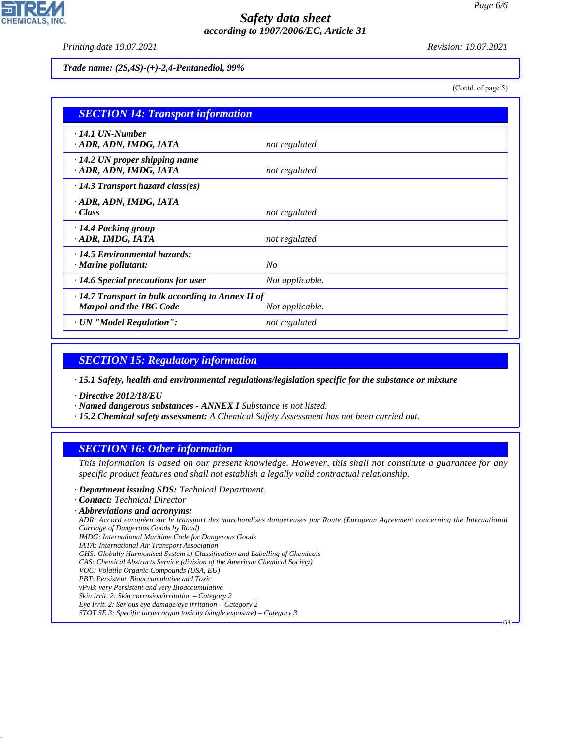Trade name: (2S,4S)-(+)-2,4-Pentanediol, 99%

(Contd. of page 5)

## SECTION 14: Transport information

| | |
|---|---|
| · **14.1 UN-Number** | |
| · **ADR, ADN, IMDG, IATA** | not regulated |
| · **14.2 UN proper shipping name** | |
| · **ADR, ADN, IMDG, IATA** | not regulated |
| · **14.3 Transport hazard class(es)** | |
| · **ADR, ADN, IMDG, IATA** | |
| · **Class** | not regulated |
| · **14.4 Packing group** | |
| · **ADR, IMDG, IATA** | not regulated |
| · **14.5 Environmental hazards:** | |
| · **Marine pollutant:** | No |
| · **14.6 Special precautions for user** | Not applicable. |
| · **14.7 Transport in bulk according to Annex II of Marpol and the IBC Code** | Not applicable. |
| · **UN "Model Regulation":** | not regulated |

## SECTION 15: Regulatory information

· **15.1 Safety, health and environmental regulations/legislation specific for the substance or mixture**

· **Directive 2012/18/EU**
· **Named dangerous substances - ANNEX I** Substance is not listed.
· **15.2 Chemical safety assessment:** A Chemical Safety Assessment has not been carried out.

## SECTION 16: Other information

This information is based on our present knowledge. However, this shall not constitute a guarantee for any specific product features and shall not establish a legally valid contractual relationship.

· **Department issuing SDS:** Technical Department.
· **Contact:** Technical Director
· **Abbreviations and acronyms:**
ADR: Accord européen sur le transport des marchandises dangereuses par Route (European Agreement concerning the International Carriage of Dangerous Goods by Road)
IMDG: International Maritime Code for Dangerous Goods
IATA: International Air Transport Association
GHS: Globally Harmonised System of Classification and Labelling of Chemicals
CAS: Chemical Abstracts Service (division of the American Chemical Society)
VOC: Volatile Organic Compounds (USA, EU)
PBT: Persistent, Bioaccumulative and Toxic
vPvB: very Persistent and very Bioaccumulative
Skin Irrit. 2: Skin corrosion/irritation – Category 2
Eye Irrit. 2: Serious eye damage/eye irritation – Category 2
STOT SE 3: Specific target organ toxicity (single exposure) – Category 3